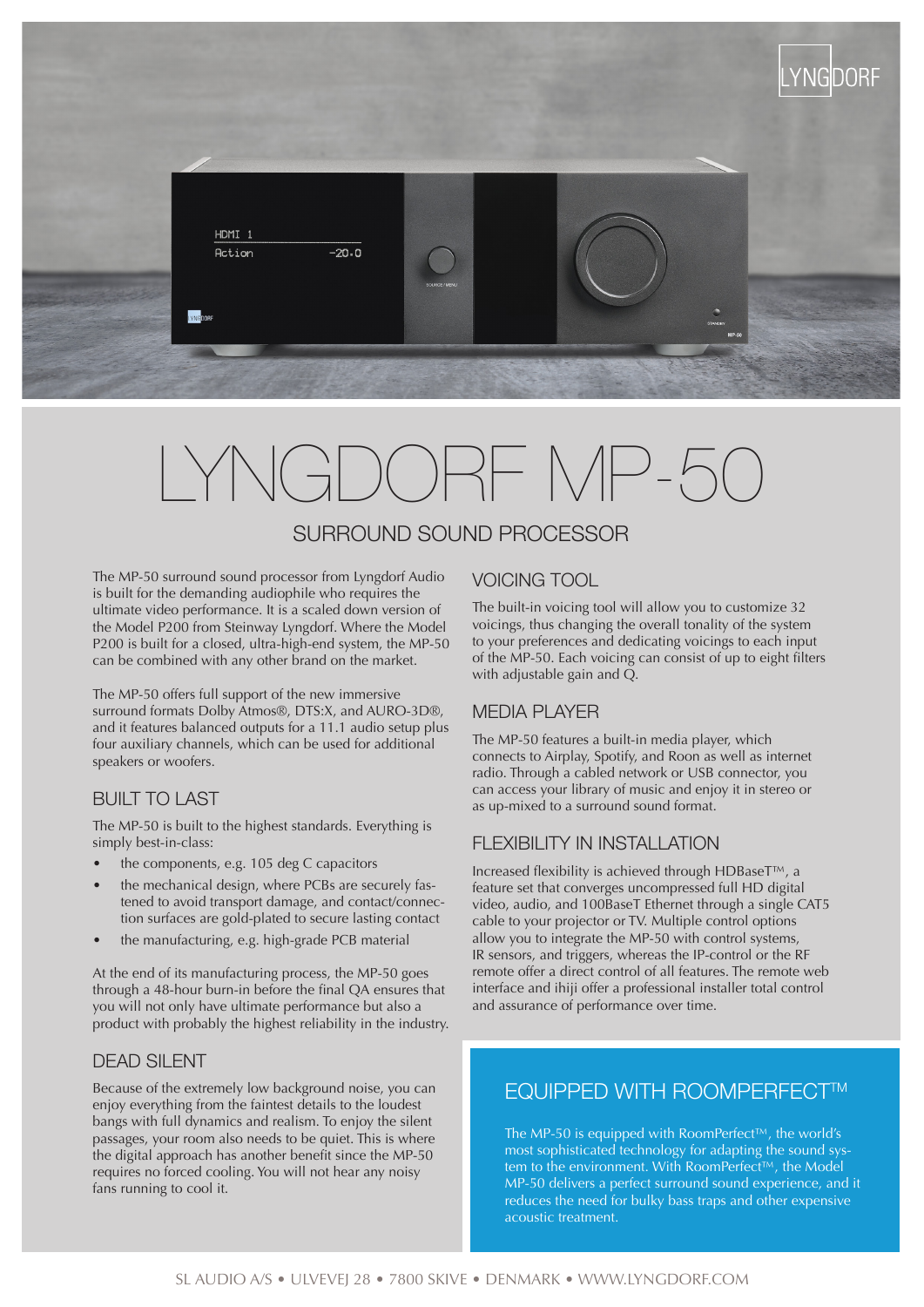# LYNGDORF MP-50

## SURROUND SOUND PROCESSOR

The MP-50 surround sound processor from Lyngdorf Audio is built for the demanding audiophile who requires the ultimate video performance. It is a scaled down version of the Model P200 from Steinway Lyngdorf. Where the Model P200 is built for a closed, ultra-high-end system, the MP-50 can be combined with any other brand on the market.

The MP-50 offers full support of the new immersive surround formats Dolby Atmos®, DTS:X, and AURO-3D®, and it features balanced outputs for a 11.1 audio setup plus four auxiliary channels, which can be used for additional speakers or woofers.

### BUILT TO LAST

The MP-50 is built to the highest standards. Everything is simply best-in-class:

- the components, e.g. 105 deg C capacitors
- the mechanical design, where PCBs are securely fastened to avoid transport damage, and contact/connection surfaces are gold-plated to secure lasting contact
- the manufacturing, e.g. high-grade PCB material

At the end of its manufacturing process, the MP-50 goes through a 48-hour burn-in before the final QA ensures that you will not only have ultimate performance but also a product with probably the highest reliability in the industry.

### DEAD SILENT

Because of the extremely low background noise, you can enjoy everything from the faintest details to the loudest bangs with full dynamics and realism. To enjoy the silent passages, your room also needs to be quiet. This is where the digital approach has another benefit since the MP-50 requires no forced cooling. You will not hear any noisy fans running to cool it.

### VOICING TOOL

The built-in voicing tool will allow you to customize 32 voicings, thus changing the overall tonality of the system to your preferences and dedicating voicings to each input of the MP-50. Each voicing can consist of up to eight filters with adjustable gain and Q.

### MEDIA PLAYER

The MP-50 features a built-in media player, which connects to Airplay, Spotify, and Roon as well as internet radio. Through a cabled network or USB connector, you can access your library of music and enjoy it in stereo or as up-mixed to a surround sound format.

### FLEXIBILITY IN INSTALLATION

Increased flexibility is achieved through HDBaseT™, a feature set that converges uncompressed full HD digital video, audio, and 100BaseT Ethernet through a single CAT5 cable to your projector or TV. Multiple control options allow you to integrate the MP-50 with control systems, IR sensors, and triggers, whereas the IP-control or the RF remote offer a direct control of all features. The remote web interface and ihiji offer a professional installer total control and assurance of performance over time.

### EQUIPPED WITH ROOMPERFECT™

The MP-50 is equipped with RoomPerfect™, the world's most sophisticated technology for adapting the sound system to the environment. With RoomPerfect™, the Model MP-50 delivers a perfect surround sound experience, and it reduces the need for bulky bass traps and other expensive acoustic treatment.

SL AUDIO A/S • ULVEVEJ 28 • 7800 SKIVE • DENMARK • WWW.LYNGDORF.COM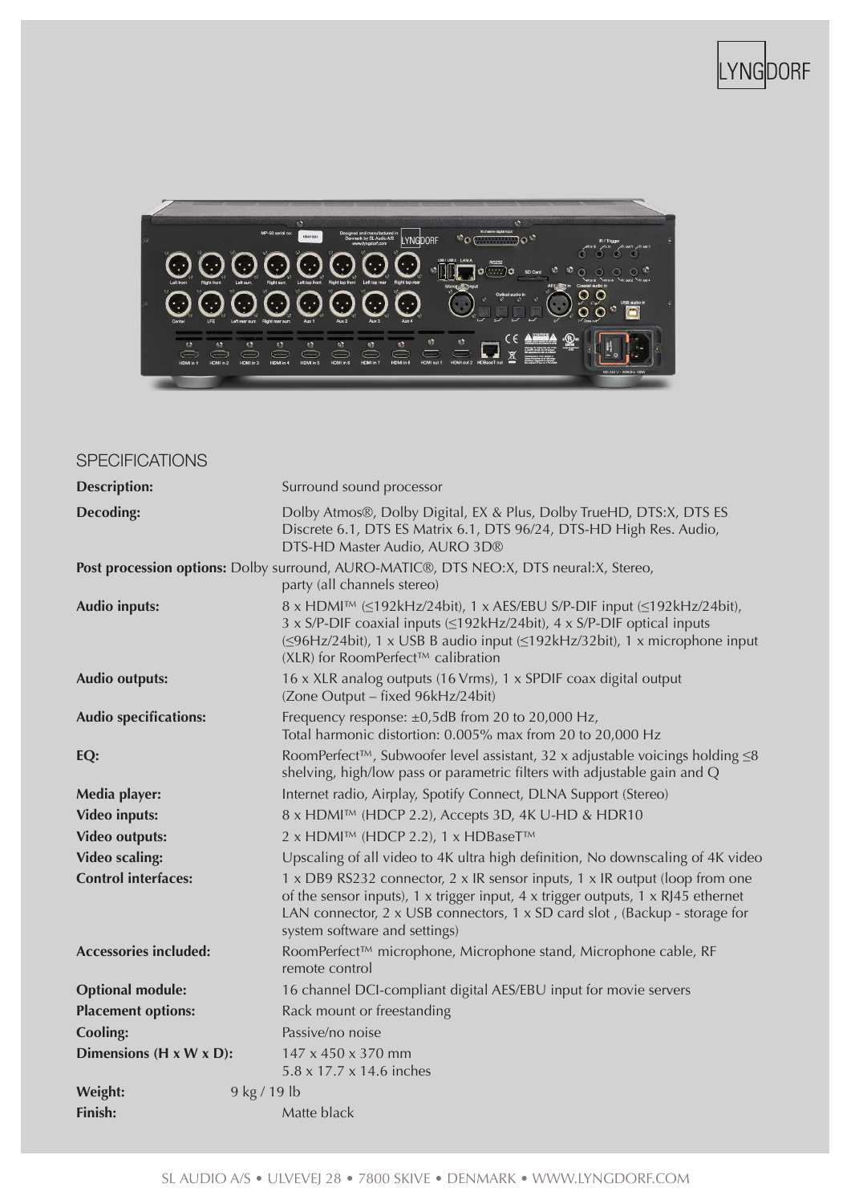LYNGDORF

## SPECIFICATIONS

| | |
|---|---|
| **Description:** | Surround sound processor |
| **Decoding:** | Dolby Atmos®, Dolby Digital, EX & Plus, Dolby TrueHD, DTS:X, DTS ES Discrete 6.1, DTS ES Matrix 6.1, DTS 96/24, DTS-HD High Res. Audio, DTS-HD Master Audio, AURO 3D® |
| **Post procession options:** | Dolby surround, AURO-MATIC®, DTS NEO:X, DTS neural:X, Stereo, party (all channels stereo) |
| **Audio inputs:** | 8 x HDMI™ (≤192kHz/24bit), 1 x AES/EBU S/P-DIF input (≤192kHz/24bit), 3 x S/P-DIF coaxial inputs (≤192kHz/24bit), 4 x S/P-DIF optical inputs (≤96Hz/24bit), 1 x USB B audio input (≤192kHz/32bit), 1 x microphone input (XLR) for RoomPerfect™ calibration |
| **Audio outputs:** | 16 x XLR analog outputs (16 Vrms), 1 x SPDIF coax digital output (Zone Output – fixed 96kHz/24bit) |
| **Audio specifications:** | Frequency response: ±0,5dB from 20 to 20,000 Hz, Total harmonic distortion: 0.005% max from 20 to 20,000 Hz |
| **EQ:** | RoomPerfect™, Subwoofer level assistant, 32 x adjustable voicings holding ≤8 shelving, high/low pass or parametric filters with adjustable gain and Q |
| **Media player:** | Internet radio, Airplay, Spotify Connect, DLNA Support (Stereo) |
| **Video inputs:** | 8 x HDMI™ (HDCP 2.2), Accepts 3D, 4K U-HD & HDR10 |
| **Video outputs:** | 2 x HDMI™ (HDCP 2.2), 1 x HDBaseT™ |
| **Video scaling:** | Upscaling of all video to 4K ultra high definition, No downscaling of 4K video |
| **Control interfaces:** | 1 x DB9 RS232 connector, 2 x IR sensor inputs, 1 x IR output (loop from one of the sensor inputs), 1 x trigger input, 4 x trigger outputs, 1 x RJ45 ethernet LAN connector, 2 x USB connectors, 1 x SD card slot , (Backup - storage for system software and settings) |
| **Accessories included:** | RoomPerfect™ microphone, Microphone stand, Microphone cable, RF remote control |
| **Optional module:** | 16 channel DCI-compliant digital AES/EBU input for movie servers |
| **Placement options:** | Rack mount or freestanding |
| **Cooling:** | Passive/no noise |
| **Dimensions (H x W x D):** | 147 x 450 x 370 mm<br>5.8 x 17.7 x 14.6 inches |
| **Weight:** | 9 kg / 19 lb |
| **Finish:** | Matte black |

SL AUDIO A/S • ULVEVEJ 28 • 7800 SKIVE • DENMARK • WWW.LYNGDORF.COM